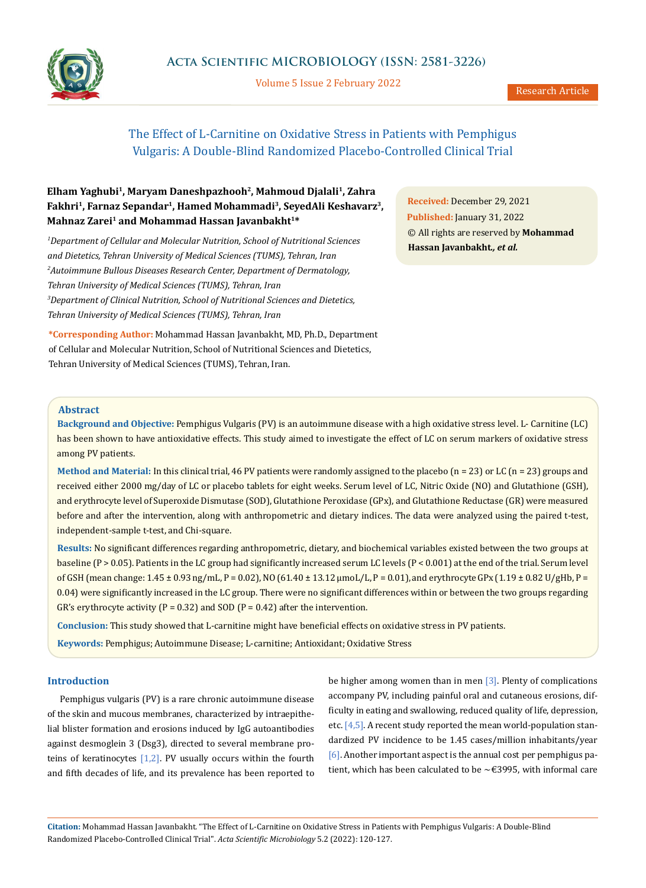# The Effect of L-Carnitine on Oxidative Stress in Patients with Pemphigus Vulgaris: A Double-Blind Randomized Placebo-Controlled Clinical Trial

**Elham Yaghubi[1], Maryam Daneshpazhooh[2], Mahmoud Djalali[1], Zahra Fakhri[1], Farnaz Sepandar[1], Hamed Mohammadi[3], SeyedAli Keshavarz[3], Mahnaz Zarei[1] and Mohammad Hassan Javanbakht[1]***

*[1]Department of Cellular and Molecular Nutrition, School of Nutritional Sciences and Dietetics, Tehran University of Medical Sciences (TUMS), Tehran, Iran*
*[2]Autoimmune Bullous Diseases Research Center, Department of Dermatology, Tehran University of Medical Sciences (TUMS), Tehran, Iran*
*[3]Department of Clinical Nutrition, School of Nutritional Sciences and Dietetics, Tehran University of Medical Sciences (TUMS), Tehran, Iran*

***Corresponding Author:** Mohammad Hassan Javanbakht, MD, Ph.D., Department of Cellular and Molecular Nutrition, School of Nutritional Sciences and Dietetics, Tehran University of Medical Sciences (TUMS), Tehran, Iran.

**Received:** December 29, 2021
**Published:** January 31, 2022
© All rights are reserved by **Mohammad Hassan Javanbakht., *et al.***

## Abstract

**Background and Objective:** Pemphigus Vulgaris (PV) is an autoimmune disease with a high oxidative stress level. L- Carnitine (LC) has been shown to have antioxidative effects. This study aimed to investigate the effect of LC on serum markers of oxidative stress among PV patients.

**Method and Material:** In this clinical trial, 46 PV patients were randomly assigned to the placebo ($n = 23$) or LC ($n = 23$) groups and received either 2000 mg/day of LC or placebo tablets for eight weeks. Serum level of LC, Nitric Oxide (NO) and Glutathione (GSH), and erythrocyte level of Superoxide Dismutase (SOD), Glutathione Peroxidase (GPx), and Glutathione Reductase (GR) were measured before and after the intervention, along with anthropometric and dietary indices. The data were analyzed using the paired t-test, independent-sample t-test, and Chi-square.

**Results:** No significant differences regarding anthropometric, dietary, and biochemical variables existed between the two groups at baseline ($P > 0.05$). Patients in the LC group had significantly increased serum LC levels ($P < 0.001$) at the end of the trial. Serum level of GSH (mean change: $1.45 \pm 0.93$ ng/mL, $P = 0.02$), NO ($61.40 \pm 13.12$ µmoL/L, $P = 0.01$), and erythrocyte GPx ($1.19 \pm 0.82$ U/gHb, $P = 0.04$) were significantly increased in the LC group. There were no significant differences within or between the two groups regarding GR's erythrocyte activity ($P = 0.32$) and SOD ($P = 0.42$) after the intervention.

**Conclusion:** This study showed that L-carnitine might have beneficial effects on oxidative stress in PV patients.

**Keywords:** Pemphigus; Autoimmune Disease; L-carnitine; Antioxidant; Oxidative Stress

## Introduction

Pemphigus vulgaris (PV) is a rare chronic autoimmune disease of the skin and mucous membranes, characterized by intraepithelial blister formation and erosions induced by IgG autoantibodies against desmoglein 3 (Dsg3), directed to several membrane proteins of keratinocytes [1,2]. PV usually occurs within the fourth and fifth decades of life, and its prevalence has been reported to be higher among women than in men [3]. Plenty of complications accompany PV, including painful oral and cutaneous erosions, difficulty in eating and swallowing, reduced quality of life, depression, etc. [4,5]. A recent study reported the mean world-population standardized PV incidence to be 1.45 cases/million inhabitants/year [6]. Another important aspect is the annual cost per pemphigus patient, which has been calculated to be ~€3995, with informal care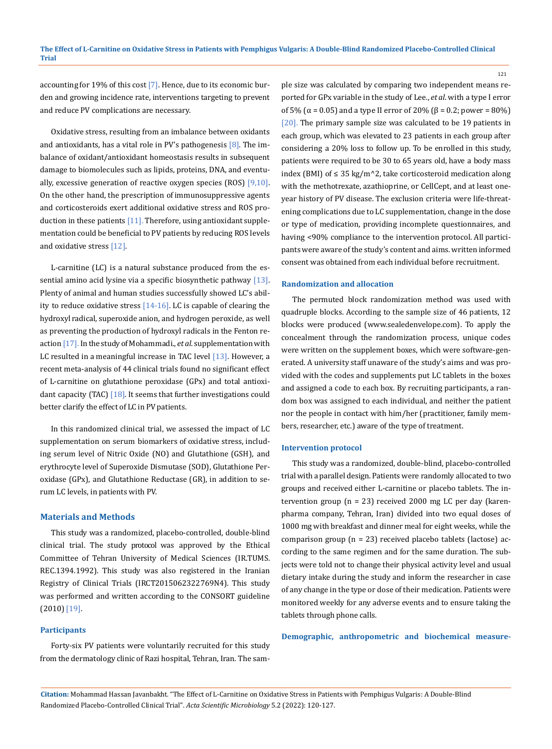accounting for 19% of this cost [7]. Hence, due to its economic burden and growing incidence rate, interventions targeting to prevent and reduce PV complications are necessary.

Oxidative stress, resulting from an imbalance between oxidants and antioxidants, has a vital role in PV's pathogenesis [8]. The imbalance of oxidant/antioxidant homeostasis results in subsequent damage to biomolecules such as lipids, proteins, DNA, and eventually, excessive generation of reactive oxygen species (ROS) [9,10]. On the other hand, the prescription of immunosuppressive agents and corticosteroids exert additional oxidative stress and ROS production in these patients [11]. Therefore, using antioxidant supplementation could be beneficial to PV patients by reducing ROS levels and oxidative stress [12].

L-carnitine (LC) is a natural substance produced from the essential amino acid lysine via a specific biosynthetic pathway [13]. Plenty of animal and human studies successfully showed LC's ability to reduce oxidative stress [14-16]. LC is capable of clearing the hydroxyl radical, superoxide anion, and hydrogen peroxide, as well as preventing the production of hydroxyl radicals in the Fenton reaction [17]. In the study of Mohammadi., *et al*. supplementation with LC resulted in a meaningful increase in TAC level [13]. However, a recent meta-analysis of 44 clinical trials found no significant effect of L-carnitine on glutathione peroxidase (GPx) and total antioxidant capacity (TAC) [18]. It seems that further investigations could better clarify the effect of LC in PV patients.

In this randomized clinical trial, we assessed the impact of LC supplementation on serum biomarkers of oxidative stress, including serum level of Nitric Oxide (NO) and Glutathione (GSH), and erythrocyte level of Superoxide Dismutase (SOD), Glutathione Peroxidase (GPx), and Glutathione Reductase (GR), in addition to serum LC levels, in patients with PV.

## Materials and Methods

This study was a randomized, placebo-controlled, double-blind clinical trial. The study protocol was approved by the Ethical Committee of Tehran University of Medical Sciences (IR.TUMS.REC.1394.1992). This study was also registered in the Iranian Registry of Clinical Trials (IRCT2015062322769N4). This study was performed and written according to the CONSORT guideline (2010) [19].

### Participants

Forty-six PV patients were voluntarily recruited for this study from the dermatology clinic of Razi hospital, Tehran, Iran. The sample size was calculated by comparing two independent means reported for GPx variable in the study of Lee., *et al*. with a type I error of 5% ($\alpha = 0.05$) and a type II error of 20% ($\beta = 0.2$; power = 80%) [20]. The primary sample size was calculated to be 19 patients in each group, which was elevated to 23 patients in each group after considering a 20% loss to follow up. To be enrolled in this study, patients were required to be 30 to 65 years old, have a body mass index (BMI) of $\leq 35$ kg/m^2, take corticosteroid medication along with the methotrexate, azathioprine, or CellCept, and at least one-year history of PV disease. The exclusion criteria were life-threatening complications due to LC supplementation, change in the dose or type of medication, providing incomplete questionnaires, and having <90% compliance to the intervention protocol. All participants were aware of the study's content and aims. written informed consent was obtained from each individual before recruitment.

### Randomization and allocation

The permuted block randomization method was used with quadruple blocks. According to the sample size of 46 patients, 12 blocks were produced (www.sealedenvelope.com). To apply the concealment through the randomization process, unique codes were written on the supplement boxes, which were software-generated. A university staff unaware of the study's aims and was provided with the codes and supplements put LC tablets in the boxes and assigned a code to each box. By recruiting participants, a random box was assigned to each individual, and neither the patient nor the people in contact with him/her (practitioner, family members, researcher, etc.) aware of the type of treatment.

### Intervention protocol

This study was a randomized, double-blind, placebo-controlled trial with a parallel design. Patients were randomly allocated to two groups and received either L-carnitine or placebo tablets. The intervention group (n = 23) received 2000 mg LC per day (karen-pharma company, Tehran, Iran) divided into two equal doses of 1000 mg with breakfast and dinner meal for eight weeks, while the comparison group (n = 23) received placebo tablets (lactose) according to the same regimen and for the same duration. The subjects were told not to change their physical activity level and usual dietary intake during the study and inform the researcher in case of any change in the type or dose of their medication. Patients were monitored weekly for any adverse events and to ensure taking the tablets through phone calls.

### Demographic, anthropometric and biochemical measure-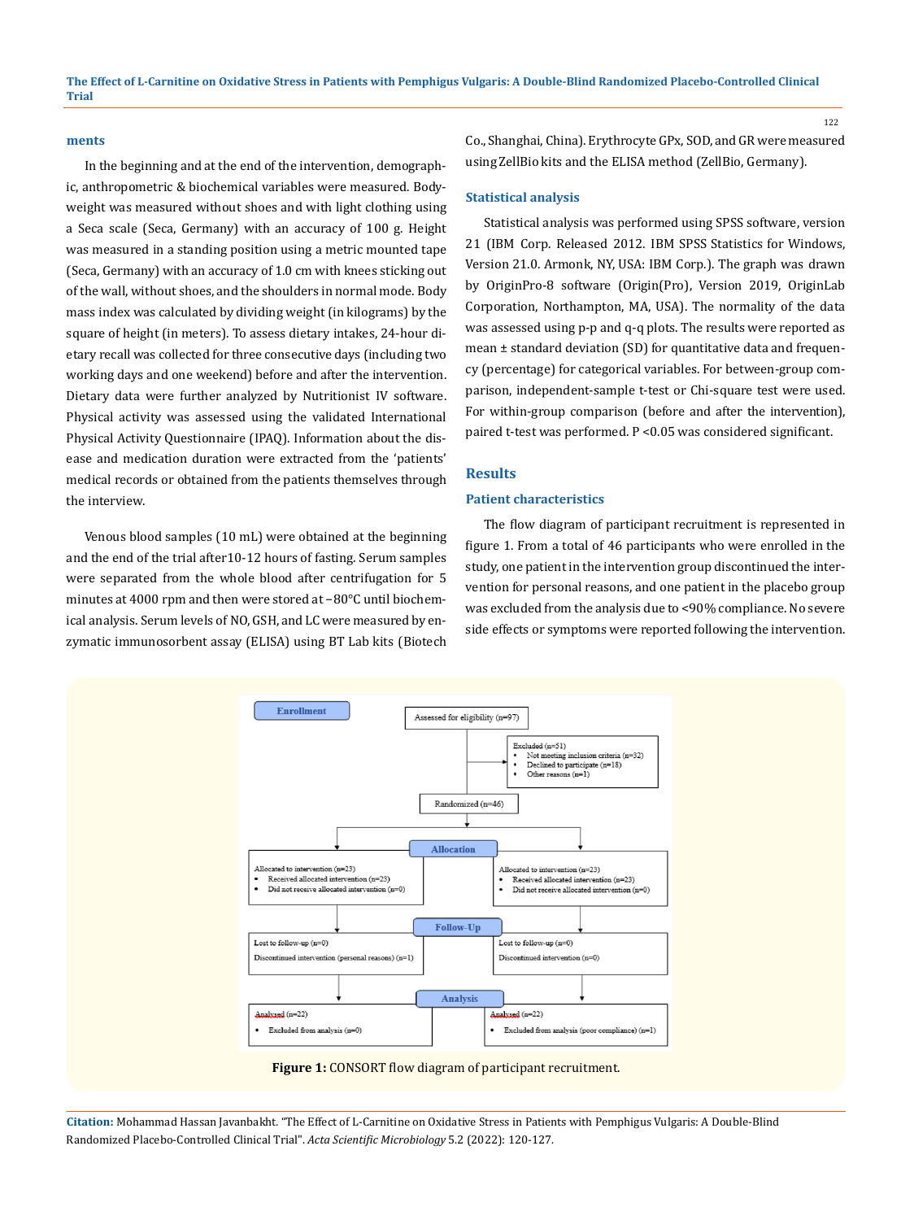### ments

In the beginning and at the end of the intervention, demographic, anthropometric & biochemical variables were measured. Bodyweight was measured without shoes and with light clothing using a Seca scale (Seca, Germany) with an accuracy of 100 g. Height was measured in a standing position using a metric mounted tape (Seca, Germany) with an accuracy of 1.0 cm with knees sticking out of the wall, without shoes, and the shoulders in normal mode. Body mass index was calculated by dividing weight (in kilograms) by the square of height (in meters). To assess dietary intakes, 24-hour dietary recall was collected for three consecutive days (including two working days and one weekend) before and after the intervention. Dietary data were further analyzed by Nutritionist IV software. Physical activity was assessed using the validated International Physical Activity Questionnaire (IPAQ). Information about the disease and medication duration were extracted from the 'patients' medical records or obtained from the patients themselves through the interview.

Venous blood samples (10 mL) were obtained at the beginning and the end of the trial after10-12 hours of fasting. Serum samples were separated from the whole blood after centrifugation for 5 minutes at 4000 rpm and then were stored at −80°C until biochemical analysis. Serum levels of NO, GSH, and LC were measured by enzymatic immunosorbent assay (ELISA) using BT Lab kits (Biotech Co., Shanghai, China). Erythrocyte GPx, SOD, and GR were measured using ZellBio kits and the ELISA method (ZellBio, Germany).

### Statistical analysis

Statistical analysis was performed using SPSS software, version 21 (IBM Corp. Released 2012. IBM SPSS Statistics for Windows, Version 21.0. Armonk, NY, USA: IBM Corp.). The graph was drawn by OriginPro-8 software (Origin(Pro), Version 2019, OriginLab Corporation, Northampton, MA, USA). The normality of the data was assessed using p-p and q-q plots. The results were reported as mean ± standard deviation (SD) for quantitative data and frequency (percentage) for categorical variables. For between-group comparison, independent-sample t-test or Chi-square test were used. For within-group comparison (before and after the intervention), paired t-test was performed. P <0.05 was considered significant.

## Results

### Patient characteristics

The flow diagram of participant recruitment is represented in figure 1. From a total of 46 participants who were enrolled in the study, one patient in the intervention group discontinued the intervention for personal reasons, and one patient in the placebo group was excluded from the analysis due to <90% compliance. No severe side effects or symptoms were reported following the intervention.

**Enrollment**

Assessed for eligibility (n=97)

Excluded (n=51)
- Not meeting inclusion criteria (n=32)
- Declined to participate (n=18)
- Other reasons (n=1)

Randomized (n=46)

**Allocation**

Allocated to intervention (n=23)
- Received allocated intervention (n=23)
- Did not receive allocated intervention (n=0)

Allocated to intervention (n=23)
- Received allocated intervention (n=23)
- Did not receive allocated intervention (n=0)

**Follow-Up**

Lost to follow-up (n=0)
Discontinued intervention (personal reasons) (n=1)

Lost to follow-up (n=0)
Discontinued intervention (n=0)

**Analysis**

Analysed (n=22)
- Excluded from analysis (n=0)

Analysed (n=22)
- Excluded from analysis (poor compliance) (n=1)

**Figure 1:** CONSORT flow diagram of participant recruitment.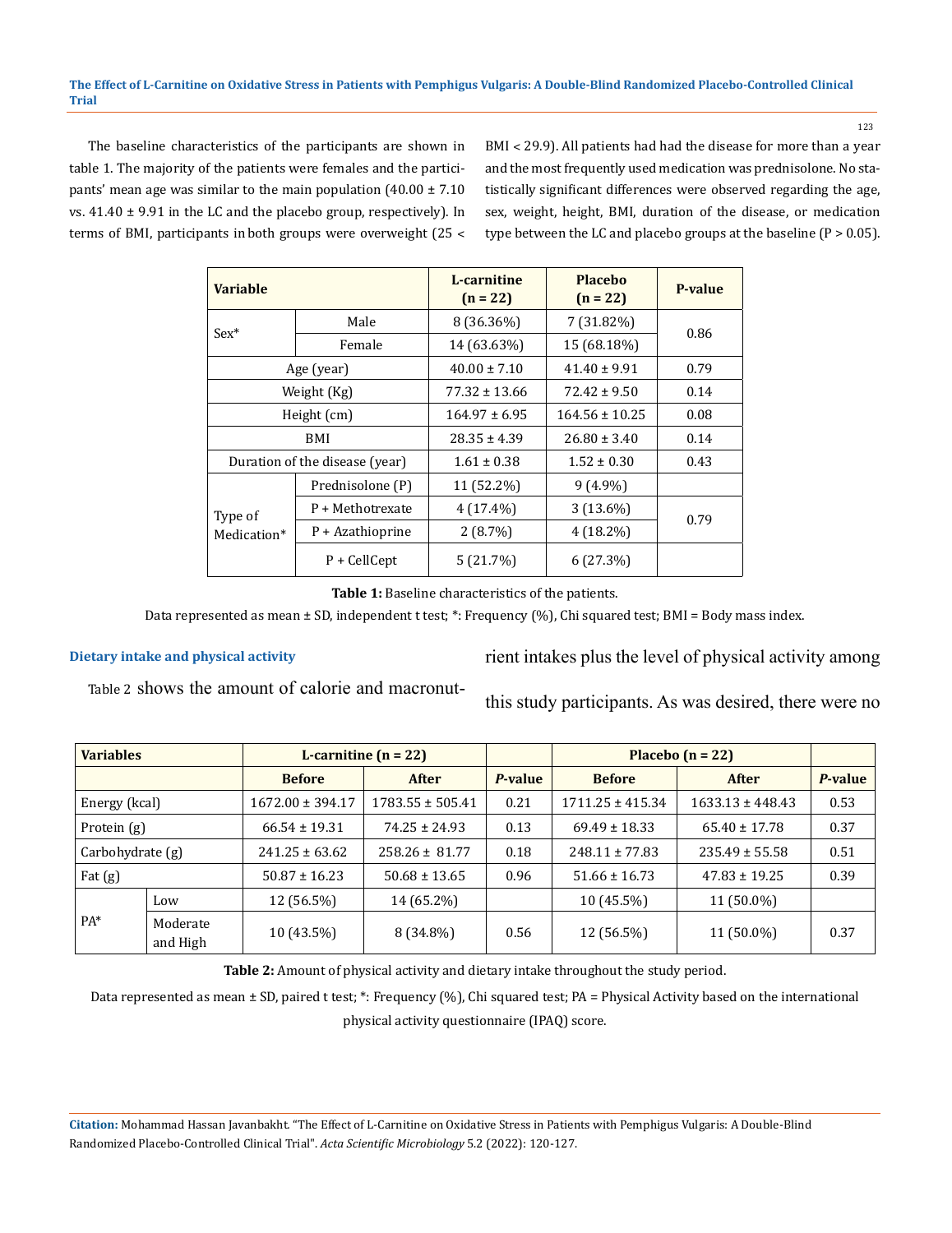The baseline characteristics of the participants are shown in table 1. The majority of the patients were females and the participants' mean age was similar to the main population (40.00 ± 7.10 vs. 41.40 ± 9.91 in the LC and the placebo group, respectively). In terms of BMI, participants in both groups were overweight (25 < BMI < 29.9). All patients had had the disease for more than a year and the most frequently used medication was prednisolone. No statistically significant differences were observed regarding the age, sex, weight, height, BMI, duration of the disease, or medication type between the LC and placebo groups at the baseline (P > 0.05).

| Variable | | L-carnitine (n = 22) | Placebo (n = 22) | P-value |
|---|---|---|---|---|
| Sex* | Male | 8 (36.36%) | 7 (31.82%) | 0.86 |
| | Female | 14 (63.63%) | 15 (68.18%) | |
| Age (year) | | 40.00 ± 7.10 | 41.40 ± 9.91 | 0.79 |
| Weight (Kg) | | 77.32 ± 13.66 | 72.42 ± 9.50 | 0.14 |
| Height (cm) | | 164.97 ± 6.95 | 164.56 ± 10.25 | 0.08 |
| BMI | | 28.35 ± 4.39 | 26.80 ± 3.40 | 0.14 |
| Duration of the disease (year) | | 1.61 ± 0.38 | 1.52 ± 0.30 | 0.43 |
| Type of Medication* | Prednisolone (P) | 11 (52.2%) | 9 (4.9%) | 0.79 |
| | P + Methotrexate | 4 (17.4%) | 3 (13.6%) | |
| | P + Azathioprine | 2 (8.7%) | 4 (18.2%) | |
| | P + CellCept | 5 (21.7%) | 6 (27.3%) | |

**Table 1:** Baseline characteristics of the patients.

Data represented as mean ± SD, independent t test; *: Frequency (%), Chi squared test; BMI = Body mass index.

### Dietary intake and physical activity

Table 2 shows the amount of calorie and macronutrient intakes plus the level of physical activity among this study participants. As was desired, there were no

| Variables | | L-carnitine (n = 22) | | | Placebo (n = 22) | | |
|---|---|---|---|---|---|---|---|
| | | Before | After | *P*-value | Before | After | *P*-value |
| Energy (kcal) | | 1672.00 ± 394.17 | 1783.55 ± 505.41 | 0.21 | 1711.25 ± 415.34 | 1633.13 ± 448.43 | 0.53 |
| Protein (g) | | 66.54 ± 19.31 | 74.25 ± 24.93 | 0.13 | 69.49 ± 18.33 | 65.40 ± 17.78 | 0.37 |
| Carbohydrate (g) | | 241.25 ± 63.62 | 258.26 ± 81.77 | 0.18 | 248.11 ± 77.83 | 235.49 ± 55.58 | 0.51 |
| Fat (g) | | 50.87 ± 16.23 | 50.68 ± 13.65 | 0.96 | 51.66 ± 16.73 | 47.83 ± 19.25 | 0.39 |
| PA* | Low | 12 (56.5%) | 14 (65.2%) | 0.56 | 10 (45.5%) | 11 (50.0%) | 0.37 |
| | Moderate and High | 10 (43.5%) | 8 (34.8%) | | 12 (56.5%) | 11 (50.0%) | |

**Table 2:** Amount of physical activity and dietary intake throughout the study period.

Data represented as mean ± SD, paired t test; *: Frequency (%), Chi squared test; PA = Physical Activity based on the international physical activity questionnaire (IPAQ) score.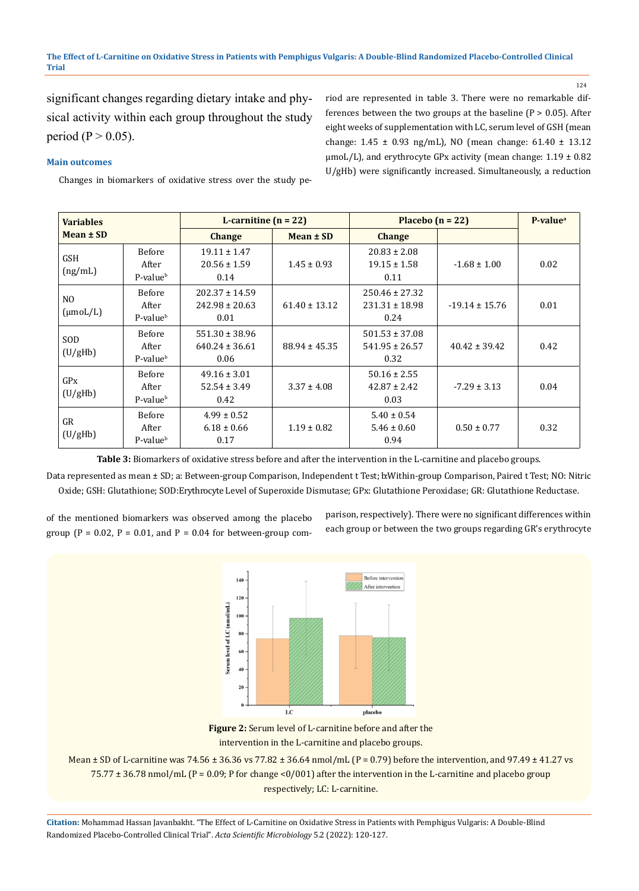significant changes regarding dietary intake and physical activity within each group throughout the study period (P > 0.05).

### Main outcomes

Changes in biomarkers of oxidative stress over the study period are represented in table 3. There were no remarkable differences between the two groups at the baseline (P > 0.05). After eight weeks of supplementation with LC, serum level of GSH (mean change: 1.45 ± 0.93 ng/mL), NO (mean change: 61.40 ± 13.12 µmoL/L), and erythrocyte GPx activity (mean change: 1.19 ± 0.82 U/gHb) were significantly increased. Simultaneously, a reduction of the mentioned biomarkers was observed among the placebo group (P = 0.02, P = 0.01, and P = 0.04 for between-group comparison, respectively). There were no significant differences within each group or between the two groups regarding GR's erythrocyte

| Variables Mean ± SD | | L-carnitine (n = 22) | | Placebo (n = 22) | | P-value[a] |
|---|---|---|---|---|---|---|
| | | Change | Mean ± SD | Change | | |
| GSH (ng/mL) | Before<br>After<br>P-value[b] | 19.11 ± 1.47<br>20.56 ± 1.59<br>0.14 | 1.45 ± 0.93 | 20.83 ± 2.08<br>19.15 ± 1.58<br>0.11 | -1.68 ± 1.00 | 0.02 |
| NO (µmoL/L) | Before<br>After<br>P-value[b] | 202.37 ± 14.59<br>242.98 ± 20.63<br>0.01 | 61.40 ± 13.12 | 250.46 ± 27.32<br>231.31 ± 18.98<br>0.24 | -19.14 ± 15.76 | 0.01 |
| SOD (U/gHb) | Before<br>After<br>P-value[b] | 551.30 ± 38.96<br>640.24 ± 36.61<br>0.06 | 88.94 ± 45.35 | 501.53 ± 37.08<br>541.95 ± 26.57<br>0.32 | 40.42 ± 39.42 | 0.42 |
| GPx (U/gHb) | Before<br>After<br>P-value[b] | 49.16 ± 3.01<br>52.54 ± 3.49<br>0.42 | 3.37 ± 4.08 | 50.16 ± 2.55<br>42.87 ± 2.42<br>0.03 | -7.29 ± 3.13 | 0.04 |
| GR (U/gHb) | Before<br>After<br>P-value[b] | 4.99 ± 0.52<br>6.18 ± 0.66<br>0.17 | 1.19 ± 0.82 | 5.40 ± 0.54<br>5.46 ± 0.60<br>0.94 | 0.50 ± 0.77 | 0.32 |

**Table 3:** Biomarkers of oxidative stress before and after the intervention in the L-carnitine and placebo groups.

Data represented as mean ± SD; a: Between-group Comparison, Independent t Test; b:Within-group Comparison, Paired t Test; NO: Nitric Oxide; GSH: Glutathione; SOD:Erythrocyte Level of Superoxide Dismutase; GPx: Glutathione Peroxidase; GR: Glutathione Reductase.

**Figure 2:** Serum level of L-carnitine before and after the intervention in the L-carnitine and placebo groups.

Mean ± SD of L-carnitine was 74.56 ± 36.36 vs 77.82 ± 36.64 nmol/mL (P = 0.79) before the intervention, and 97.49 ± 41.27 vs 75.77 ± 36.78 nmol/mL (P = 0.09; P for change <0/001) after the intervention in the L-carnitine and placebo group respectively; LC: L-carnitine.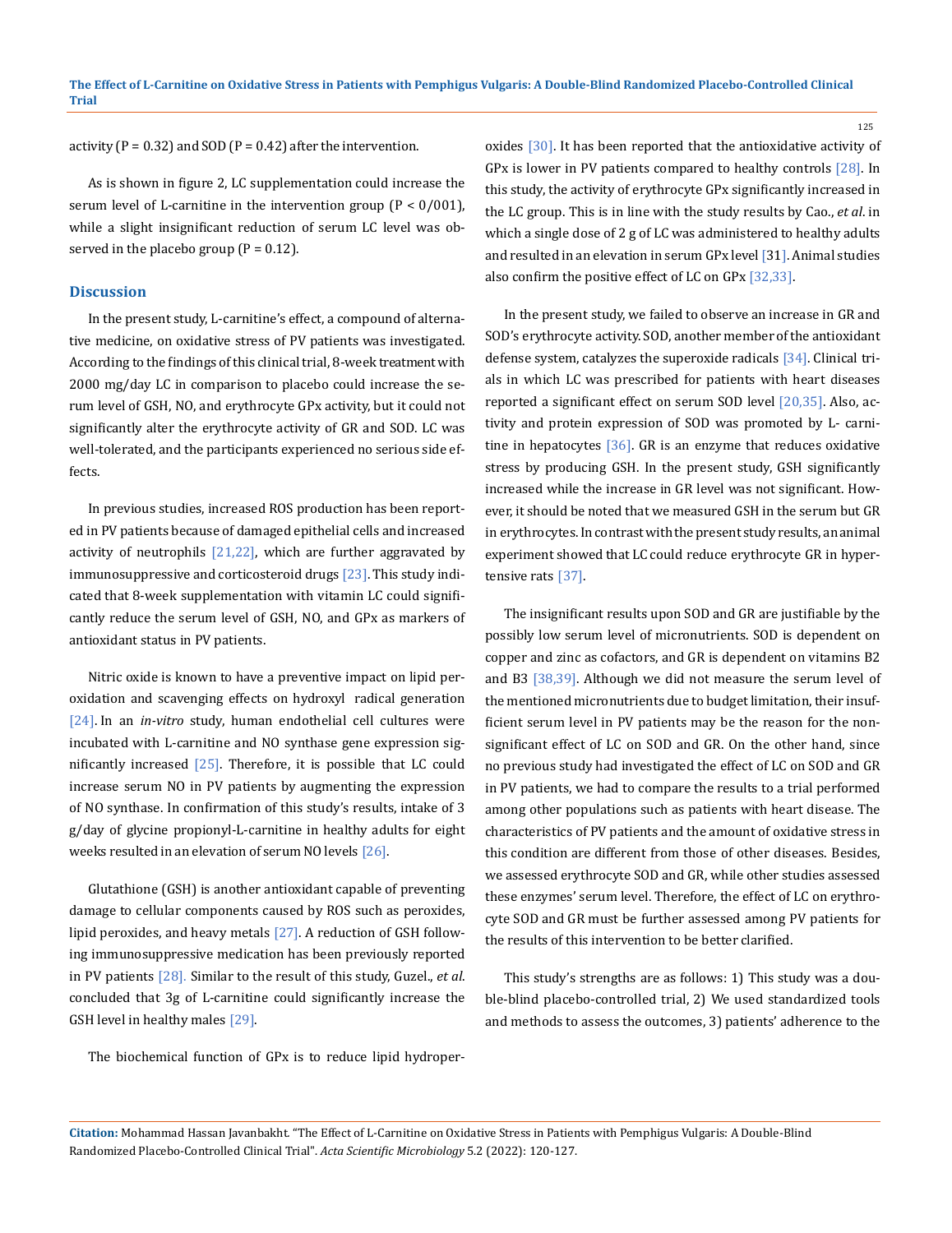activity (P = 0.32) and SOD (P = 0.42) after the intervention.

As is shown in figure 2, LC supplementation could increase the serum level of L-carnitine in the intervention group (P < 0/001), while a slight insignificant reduction of serum LC level was observed in the placebo group (P = 0.12).

## Discussion

In the present study, L-carnitine's effect, a compound of alternative medicine, on oxidative stress of PV patients was investigated. According to the findings of this clinical trial, 8-week treatment with 2000 mg/day LC in comparison to placebo could increase the serum level of GSH, NO, and erythrocyte GPx activity, but it could not significantly alter the erythrocyte activity of GR and SOD. LC was well-tolerated, and the participants experienced no serious side effects.

In previous studies, increased ROS production has been reported in PV patients because of damaged epithelial cells and increased activity of neutrophils [21,22], which are further aggravated by immunosuppressive and corticosteroid drugs [23]. This study indicated that 8-week supplementation with vitamin LC could significantly reduce the serum level of GSH, NO, and GPx as markers of antioxidant status in PV patients.

Nitric oxide is known to have a preventive impact on lipid peroxidation and scavenging effects on hydroxyl radical generation [24]. In an *in-vitro* study, human endothelial cell cultures were incubated with L-carnitine and NO synthase gene expression significantly increased [25]. Therefore, it is possible that LC could increase serum NO in PV patients by augmenting the expression of NO synthase. In confirmation of this study's results, intake of 3 g/day of glycine propionyl-L-carnitine in healthy adults for eight weeks resulted in an elevation of serum NO levels [26].

Glutathione (GSH) is another antioxidant capable of preventing damage to cellular components caused by ROS such as peroxides, lipid peroxides, and heavy metals [27]. A reduction of GSH following immunosuppressive medication has been previously reported in PV patients [28]. Similar to the result of this study, Guzel., *et al*. concluded that 3g of L-carnitine could significantly increase the GSH level in healthy males [29].

The biochemical function of GPx is to reduce lipid hydroperoxides [30]. It has been reported that the antioxidative activity of GPx is lower in PV patients compared to healthy controls [28]. In this study, the activity of erythrocyte GPx significantly increased in the LC group. This is in line with the study results by Cao., *et al*. in which a single dose of 2 g of LC was administered to healthy adults and resulted in an elevation in serum GPx level [31]. Animal studies also confirm the positive effect of LC on GPx [32,33].

In the present study, we failed to observe an increase in GR and SOD's erythrocyte activity. SOD, another member of the antioxidant defense system, catalyzes the superoxide radicals [34]. Clinical trials in which LC was prescribed for patients with heart diseases reported a significant effect on serum SOD level [20,35]. Also, activity and protein expression of SOD was promoted by L- carnitine in hepatocytes [36]. GR is an enzyme that reduces oxidative stress by producing GSH. In the present study, GSH significantly increased while the increase in GR level was not significant. However, it should be noted that we measured GSH in the serum but GR in erythrocytes. In contrast with the present study results, an animal experiment showed that LC could reduce erythrocyte GR in hypertensive rats [37].

The insignificant results upon SOD and GR are justifiable by the possibly low serum level of micronutrients. SOD is dependent on copper and zinc as cofactors, and GR is dependent on vitamins B2 and B3 [38,39]. Although we did not measure the serum level of the mentioned micronutrients due to budget limitation, their insufficient serum level in PV patients may be the reason for the non-significant effect of LC on SOD and GR. On the other hand, since no previous study had investigated the effect of LC on SOD and GR in PV patients, we had to compare the results to a trial performed among other populations such as patients with heart disease. The characteristics of PV patients and the amount of oxidative stress in this condition are different from those of other diseases. Besides, we assessed erythrocyte SOD and GR, while other studies assessed these enzymes' serum level. Therefore, the effect of LC on erythrocyte SOD and GR must be further assessed among PV patients for the results of this intervention to be better clarified.

This study's strengths are as follows: 1) This study was a double-blind placebo-controlled trial, 2) We used standardized tools and methods to assess the outcomes, 3) patients' adherence to the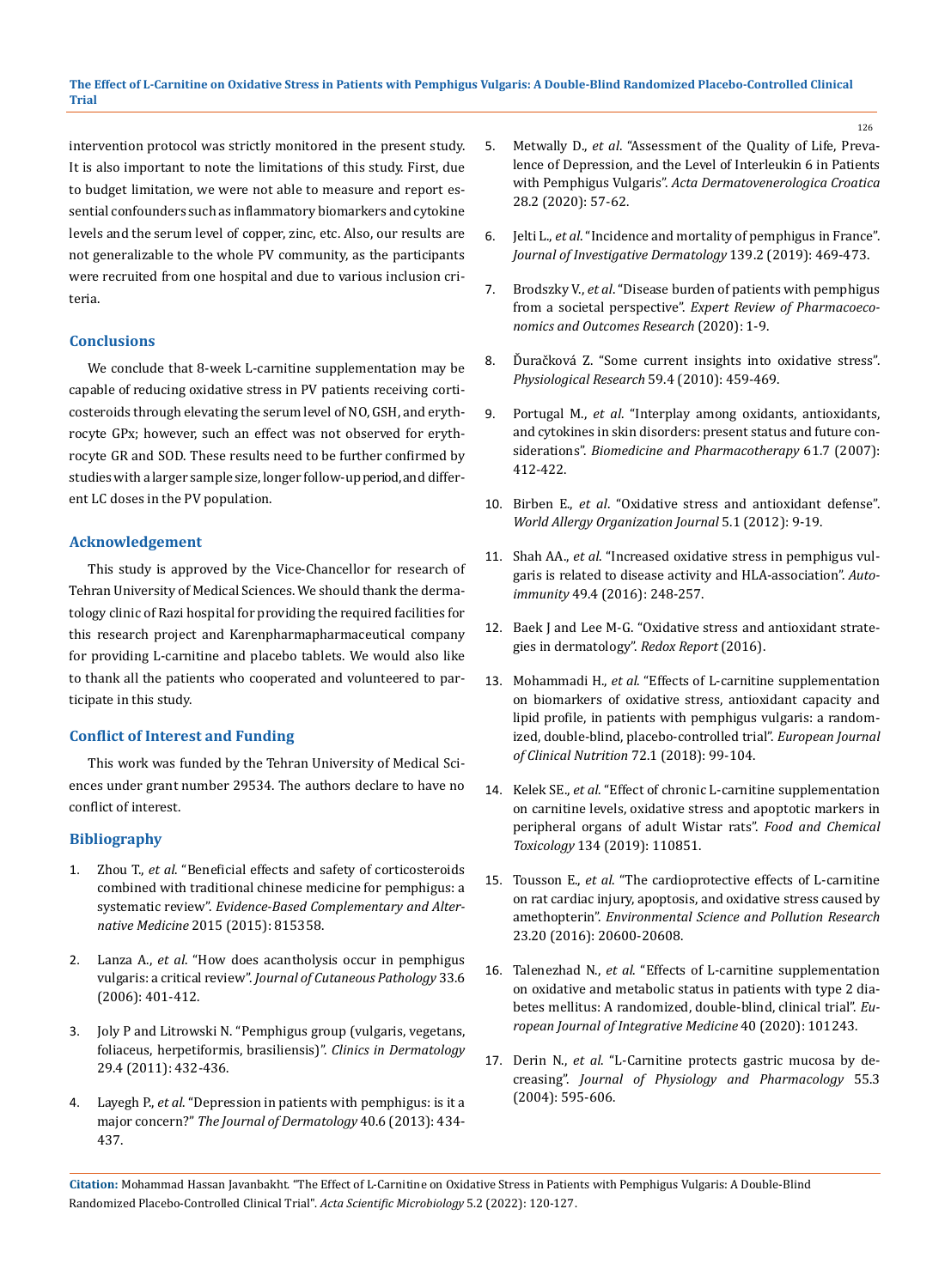intervention protocol was strictly monitored in the present study. It is also important to note the limitations of this study. First, due to budget limitation, we were not able to measure and report essential confounders such as inflammatory biomarkers and cytokine levels and the serum level of copper, zinc, etc. Also, our results are not generalizable to the whole PV community, as the participants were recruited from one hospital and due to various inclusion criteria.

## Conclusions

We conclude that 8-week L-carnitine supplementation may be capable of reducing oxidative stress in PV patients receiving corticosteroids through elevating the serum level of NO, GSH, and erythrocyte GPx; however, such an effect was not observed for erythrocyte GR and SOD. These results need to be further confirmed by studies with a larger sample size, longer follow-up period, and different LC doses in the PV population.

## Acknowledgement

This study is approved by the Vice-Chancellor for research of Tehran University of Medical Sciences. We should thank the dermatology clinic of Razi hospital for providing the required facilities for this research project and Karenpharmapharmaceutical company for providing L-carnitine and placebo tablets. We would also like to thank all the patients who cooperated and volunteered to participate in this study.

## Conflict of Interest and Funding

This work was funded by the Tehran University of Medical Sciences under grant number 29534. The authors declare to have no conflict of interest.

## Bibliography

1. Zhou T., *et al*. "Beneficial effects and safety of corticosteroids combined with traditional chinese medicine for pemphigus: a systematic review". *Evidence-Based Complementary and Alternative Medicine* 2015 (2015): 815358.
2. Lanza A., *et al*. "How does acantholysis occur in pemphigus vulgaris: a critical review". *Journal of Cutaneous Pathology* 33.6 (2006): 401-412.
3. Joly P and Litrowski N. "Pemphigus group (vulgaris, vegetans, foliaceus, herpetiformis, brasiliensis)". *Clinics in Dermatology* 29.4 (2011): 432-436.
4. Layegh P., *et al*. "Depression in patients with pemphigus: is it a major concern?" *The Journal of Dermatology* 40.6 (2013): 434-437.
5. Metwally D., *et al*. "Assessment of the Quality of Life, Prevalence of Depression, and the Level of Interleukin 6 in Patients with Pemphigus Vulgaris". *Acta Dermatovenerologica Croatica* 28.2 (2020): 57-62.
6. Jelti L., *et al*. "Incidence and mortality of pemphigus in France". *Journal of Investigative Dermatology* 139.2 (2019): 469-473.
7. Brodszky V., *et al*. "Disease burden of patients with pemphigus from a societal perspective". *Expert Review of Pharmacoeconomics and Outcomes Research* (2020): 1-9.
8. Ďuračková Z. "Some current insights into oxidative stress". *Physiological Research* 59.4 (2010): 459-469.
9. Portugal M., *et al*. "Interplay among oxidants, antioxidants, and cytokines in skin disorders: present status and future considerations". *Biomedicine and Pharmacotherapy* 61.7 (2007): 412-422.
10. Birben E., *et al*. "Oxidative stress and antioxidant defense". *World Allergy Organization Journal* 5.1 (2012): 9-19.
11. Shah AA., *et al*. "Increased oxidative stress in pemphigus vulgaris is related to disease activity and HLA-association". *Autoimmunity* 49.4 (2016): 248-257.
12. Baek J and Lee M-G. "Oxidative stress and antioxidant strategies in dermatology". *Redox Report* (2016).
13. Mohammadi H., *et al*. "Effects of L-carnitine supplementation on biomarkers of oxidative stress, antioxidant capacity and lipid profile, in patients with pemphigus vulgaris: a randomized, double-blind, placebo-controlled trial". *European Journal of Clinical Nutrition* 72.1 (2018): 99-104.
14. Kelek SE., *et al*. "Effect of chronic L-carnitine supplementation on carnitine levels, oxidative stress and apoptotic markers in peripheral organs of adult Wistar rats". *Food and Chemical Toxicology* 134 (2019): 110851.
15. Tousson E., *et al*. "The cardioprotective effects of L-carnitine on rat cardiac injury, apoptosis, and oxidative stress caused by amethopterin". *Environmental Science and Pollution Research* 23.20 (2016): 20600-20608.
16. Talenezhad N., *et al*. "Effects of L-carnitine supplementation on oxidative and metabolic status in patients with type 2 diabetes mellitus: A randomized, double-blind, clinical trial". *European Journal of Integrative Medicine* 40 (2020): 101243.
17. Derin N., *et al*. "L-Carnitine protects gastric mucosa by decreasing". *Journal of Physiology and Pharmacology* 55.3 (2004): 595-606.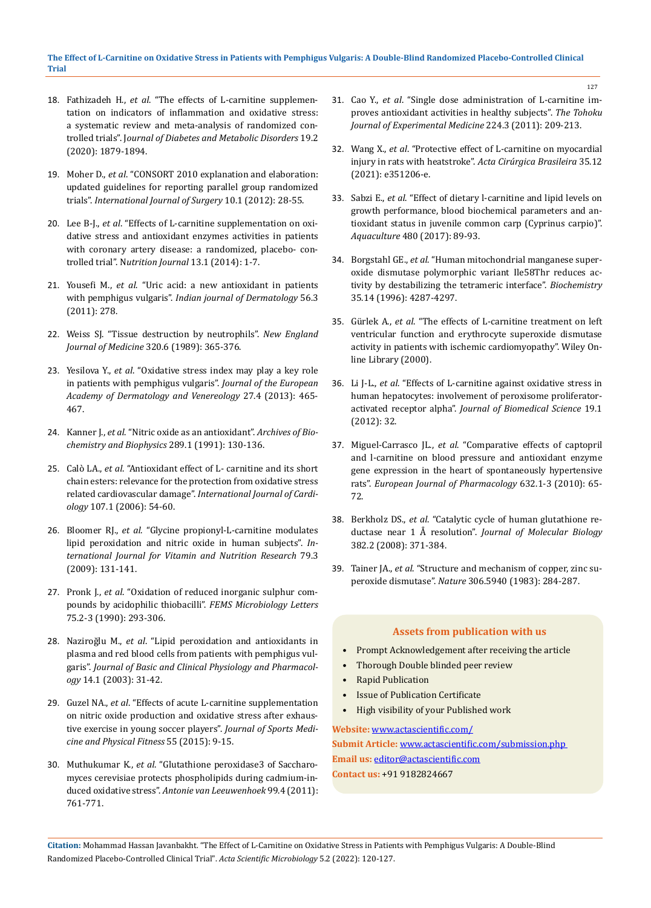18. Fathizadeh H., *et al*. "The effects of L-carnitine supplementation on indicators of inflammation and oxidative stress: a systematic review and meta-analysis of randomized controlled trials". *Journal of Diabetes and Metabolic Disorders* 19.2 (2020): 1879-1894.

19. Moher D., *et al*. "CONSORT 2010 explanation and elaboration: updated guidelines for reporting parallel group randomized trials". *International Journal of Surgery* 10.1 (2012): 28-55.

20. Lee B-J., *et al*. "Effects of L-carnitine supplementation on oxidative stress and antioxidant enzymes activities in patients with coronary artery disease: a randomized, placebo- controlled trial". *Nutrition Journal* 13.1 (2014): 1-7.

21. Yousefi M., *et al*. "Uric acid: a new antioxidant in patients with pemphigus vulgaris". *Indian journal of Dermatology* 56.3 (2011): 278.

22. Weiss SJ. "Tissue destruction by neutrophils". *New England Journal of Medicine* 320.6 (1989): 365-376.

23. Yesilova Y., *et al*. "Oxidative stress index may play a key role in patients with pemphigus vulgaris". *Journal of the European Academy of Dermatology and Venereology* 27.4 (2013): 465-467.

24. Kanner J., *et al*. "Nitric oxide as an antioxidant". *Archives of Biochemistry and Biophysics* 289.1 (1991): 130-136.

25. Calò LA., *et al*. "Antioxidant effect of L- carnitine and its short chain esters: relevance for the protection from oxidative stress related cardiovascular damage". *International Journal of Cardiology* 107.1 (2006): 54-60.

26. Bloomer RJ., *et al*. "Glycine propionyl-L-carnitine modulates lipid peroxidation and nitric oxide in human subjects". *International Journal for Vitamin and Nutrition Research* 79.3 (2009): 131-141.

27. Pronk J., *et al*. "Oxidation of reduced inorganic sulphur compounds by acidophilic thiobacilli". *FEMS Microbiology Letters* 75.2-3 (1990): 293-306.

28. Naziroğlu M., *et al*. "Lipid peroxidation and antioxidants in plasma and red blood cells from patients with pemphigus vulgaris". *Journal of Basic and Clinical Physiology and Pharmacology* 14.1 (2003): 31-42.

29. Guzel NA., *et al*. "Effects of acute L-carnitine supplementation on nitric oxide production and oxidative stress after exhaustive exercise in young soccer players". *Journal of Sports Medicine and Physical Fitness* 55 (2015): 9-15.

30. Muthukumar K., *et al*. "Glutathione peroxidase3 of Saccharomyces cerevisiae protects phospholipids during cadmium-induced oxidative stress". *Antonie van Leeuwenhoek* 99.4 (2011): 761-771.

31. Cao Y., *et al*. "Single dose administration of L-carnitine improves antioxidant activities in healthy subjects". *The Tohoku Journal of Experimental Medicine* 224.3 (2011): 209-213.

32. Wang X., *et al*. "Protective effect of L-carnitine on myocardial injury in rats with heatstroke". *Acta Cirúrgica Brasileira* 35.12 (2021): e351206-e.

33. Sabzi E., *et al*. "Effect of dietary l-carnitine and lipid levels on growth performance, blood biochemical parameters and antioxidant status in juvenile common carp (Cyprinus carpio)". *Aquaculture* 480 (2017): 89-93.

34. Borgstahl GE., *et al*. "Human mitochondrial manganese superoxide dismutase polymorphic variant Ile58Thr reduces activity by destabilizing the tetrameric interface". *Biochemistry* 35.14 (1996): 4287-4297.

35. Gürlek A., *et al*. "The effects of L-carnitine treatment on left ventricular function and erythrocyte superoxide dismutase activity in patients with ischemic cardiomyopathy". Wiley Online Library (2000).

36. Li J-L., *et al*. "Effects of L-carnitine against oxidative stress in human hepatocytes: involvement of peroxisome proliferator-activated receptor alpha". *Journal of Biomedical Science* 19.1 (2012): 32.

37. Miguel-Carrasco JL., *et al*. "Comparative effects of captopril and l-carnitine on blood pressure and antioxidant enzyme gene expression in the heart of spontaneously hypertensive rats". *European Journal of Pharmacology* 632.1-3 (2010): 65-72.

38. Berkholz DS., *et al*. "Catalytic cycle of human glutathione reductase near 1 Å resolution". *Journal of Molecular Biology* 382.2 (2008): 371-384.

39. Tainer JA., *et al*. "Structure and mechanism of copper, zinc superoxide dismutase". *Nature* 306.5940 (1983): 284-287.

**Assets from publication with us**

- Prompt Acknowledgement after receiving the article
- Thorough Double blinded peer review
- Rapid Publication
- Issue of Publication Certificate
- High visibility of your Published work

**Website:** www.actascientific.com/
**Submit Article:** www.actascientific.com/submission.php
**Email us:** editor@actascientific.com
**Contact us:** +91 9182824667